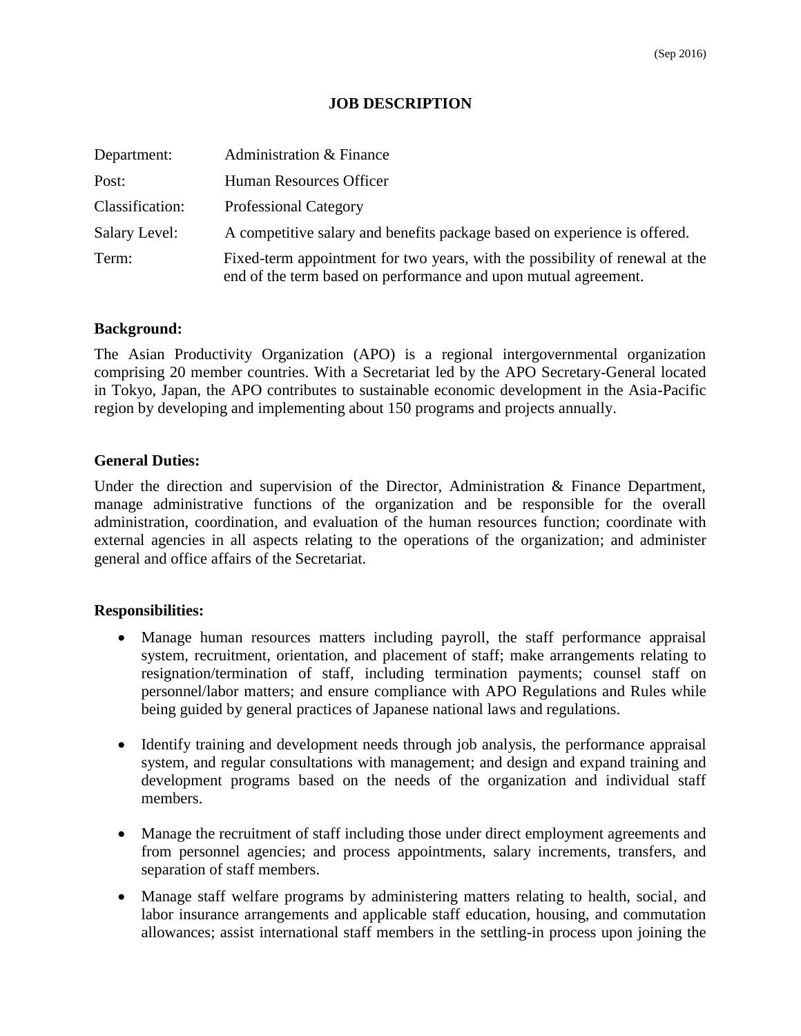(Sep 2016)

# JOB DESCRIPTION

| | |
|---|---|
| Department: | Administration & Finance |
| Post: | Human Resources Officer |
| Classification: | Professional Category |
| Salary Level: | A competitive salary and benefits package based on experience is offered. |
| Term: | Fixed-term appointment for two years, with the possibility of renewal at the end of the term based on performance and upon mutual agreement. |

**Background:**

The Asian Productivity Organization (APO) is a regional intergovernmental organization comprising 20 member countries. With a Secretariat led by the APO Secretary-General located in Tokyo, Japan, the APO contributes to sustainable economic development in the Asia-Pacific region by developing and implementing about 150 programs and projects annually.

**General Duties:**

Under the direction and supervision of the Director, Administration & Finance Department, manage administrative functions of the organization and be responsible for the overall administration, coordination, and evaluation of the human resources function; coordinate with external agencies in all aspects relating to the operations of the organization; and administer general and office affairs of the Secretariat.

**Responsibilities:**

- Manage human resources matters including payroll, the staff performance appraisal system, recruitment, orientation, and placement of staff; make arrangements relating to resignation/termination of staff, including termination payments; counsel staff on personnel/labor matters; and ensure compliance with APO Regulations and Rules while being guided by general practices of Japanese national laws and regulations.

- Identify training and development needs through job analysis, the performance appraisal system, and regular consultations with management; and design and expand training and development programs based on the needs of the organization and individual staff members.

- Manage the recruitment of staff including those under direct employment agreements and from personnel agencies; and process appointments, salary increments, transfers, and separation of staff members.

- Manage staff welfare programs by administering matters relating to health, social, and labor insurance arrangements and applicable staff education, housing, and commutation allowances; assist international staff members in the settling-in process upon joining the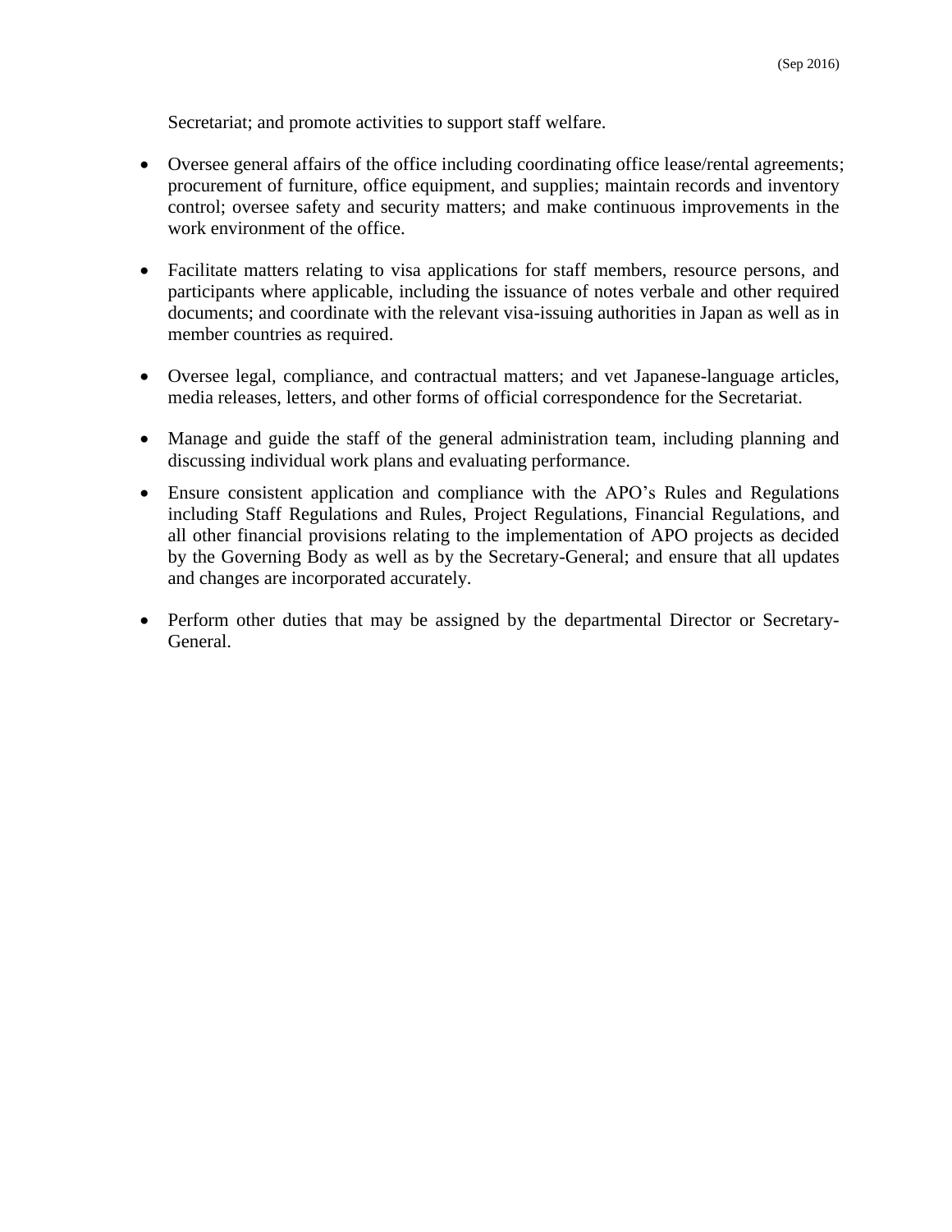Secretariat; and promote activities to support staff welfare.

- Oversee general affairs of the office including coordinating office lease/rental agreements; procurement of furniture, office equipment, and supplies; maintain records and inventory control; oversee safety and security matters; and make continuous improvements in the work environment of the office.

- Facilitate matters relating to visa applications for staff members, resource persons, and participants where applicable, including the issuance of notes verbale and other required documents; and coordinate with the relevant visa-issuing authorities in Japan as well as in member countries as required.

- Oversee legal, compliance, and contractual matters; and vet Japanese-language articles, media releases, letters, and other forms of official correspondence for the Secretariat.

- Manage and guide the staff of the general administration team, including planning and discussing individual work plans and evaluating performance.

- Ensure consistent application and compliance with the APO's Rules and Regulations including Staff Regulations and Rules, Project Regulations, Financial Regulations, and all other financial provisions relating to the implementation of APO projects as decided by the Governing Body as well as by the Secretary-General; and ensure that all updates and changes are incorporated accurately.

- Perform other duties that may be assigned by the departmental Director or Secretary-General.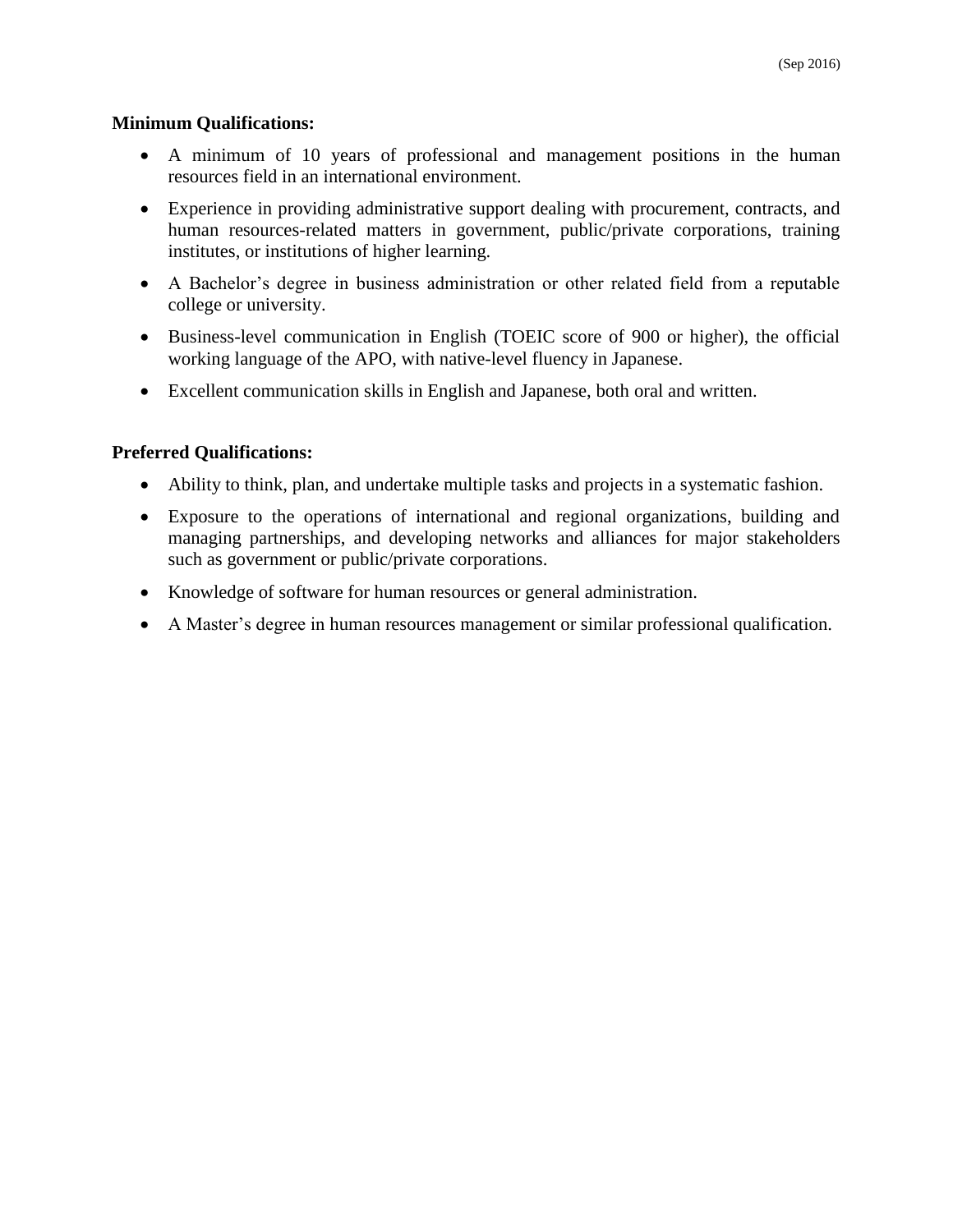**Minimum Qualifications:**

- A minimum of 10 years of professional and management positions in the human resources field in an international environment.
- Experience in providing administrative support dealing with procurement, contracts, and human resources-related matters in government, public/private corporations, training institutes, or institutions of higher learning.
- A Bachelor's degree in business administration or other related field from a reputable college or university.
- Business-level communication in English (TOEIC score of 900 or higher), the official working language of the APO, with native-level fluency in Japanese.
- Excellent communication skills in English and Japanese, both oral and written.

**Preferred Qualifications:**

- Ability to think, plan, and undertake multiple tasks and projects in a systematic fashion.
- Exposure to the operations of international and regional organizations, building and managing partnerships, and developing networks and alliances for major stakeholders such as government or public/private corporations.
- Knowledge of software for human resources or general administration.
- A Master's degree in human resources management or similar professional qualification.